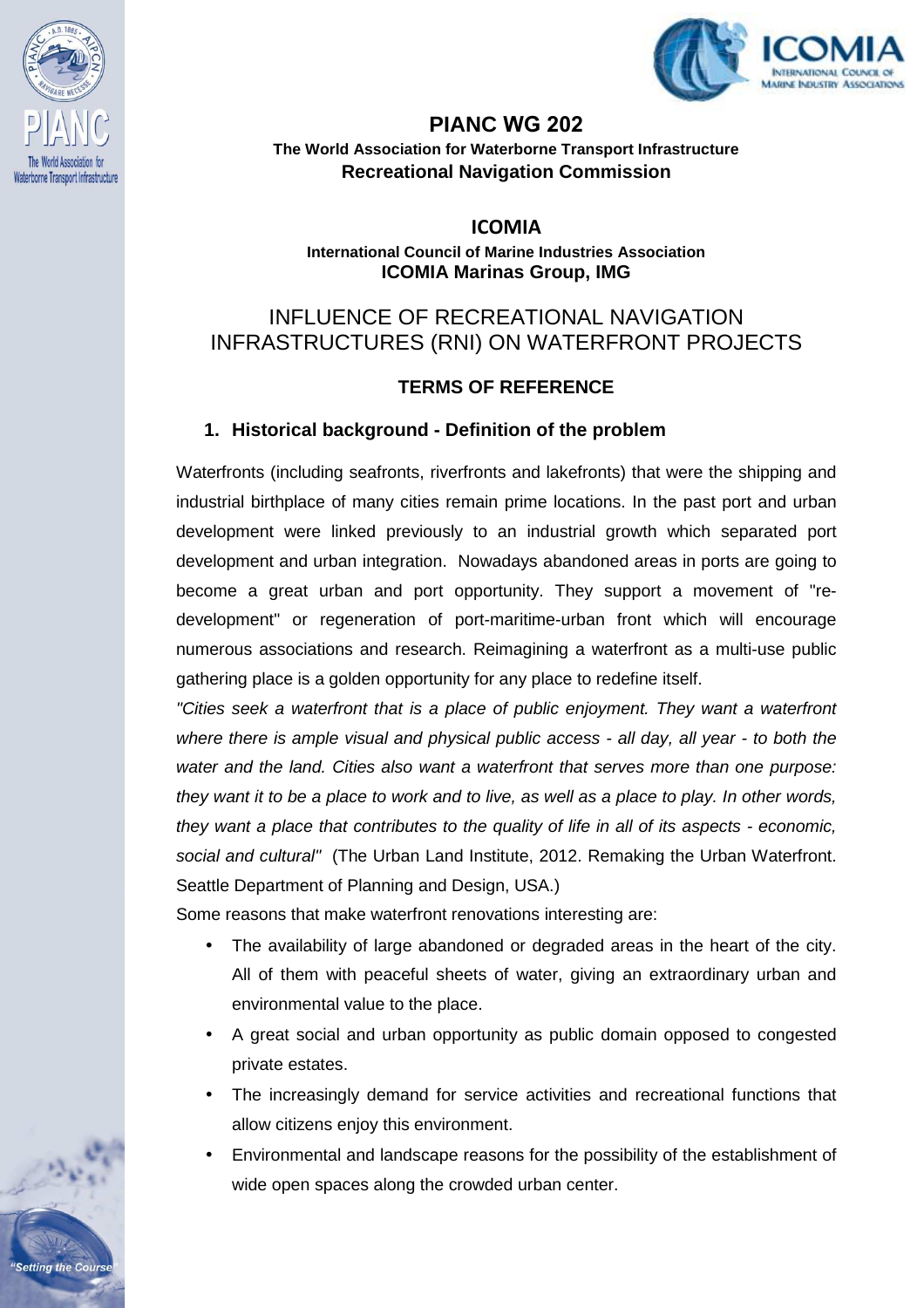# PIANC WG 202

**The World Association for Waterborne Transport Infrastructure**
**Recreational Navigation Commission**

**ICOMIA**

**International Council of Marine Industries Association**
**ICOMIA Marinas Group, IMG**

# INFLUENCE OF RECREATIONAL NAVIGATION INFRASTRUCTURES (RNI) ON WATERFRONT PROJECTS

## TERMS OF REFERENCE

### 1. Historical background - Definition of the problem

Waterfronts (including seafronts, riverfronts and lakefronts) that were the shipping and industrial birthplace of many cities remain prime locations. In the past port and urban development were linked previously to an industrial growth which separated port development and urban integration. Nowadays abandoned areas in ports are going to become a great urban and port opportunity. They support a movement of "re-development" or regeneration of port-maritime-urban front which will encourage numerous associations and research. Reimagining a waterfront as a multi-use public gathering place is a golden opportunity for any place to redefine itself.

*"Cities seek a waterfront that is a place of public enjoyment. They want a waterfront where there is ample visual and physical public access - all day, all year - to both the water and the land. Cities also want a waterfront that serves more than one purpose: they want it to be a place to work and to live, as well as a place to play. In other words, they want a place that contributes to the quality of life in all of its aspects - economic, social and cultural"* (The Urban Land Institute, 2012. Remaking the Urban Waterfront. Seattle Department of Planning and Design, USA.)

Some reasons that make waterfront renovations interesting are:

- The availability of large abandoned or degraded areas in the heart of the city. All of them with peaceful sheets of water, giving an extraordinary urban and environmental value to the place.
- A great social and urban opportunity as public domain opposed to congested private estates.
- The increasingly demand for service activities and recreational functions that allow citizens enjoy this environment.
- Environmental and landscape reasons for the possibility of the establishment of wide open spaces along the crowded urban center.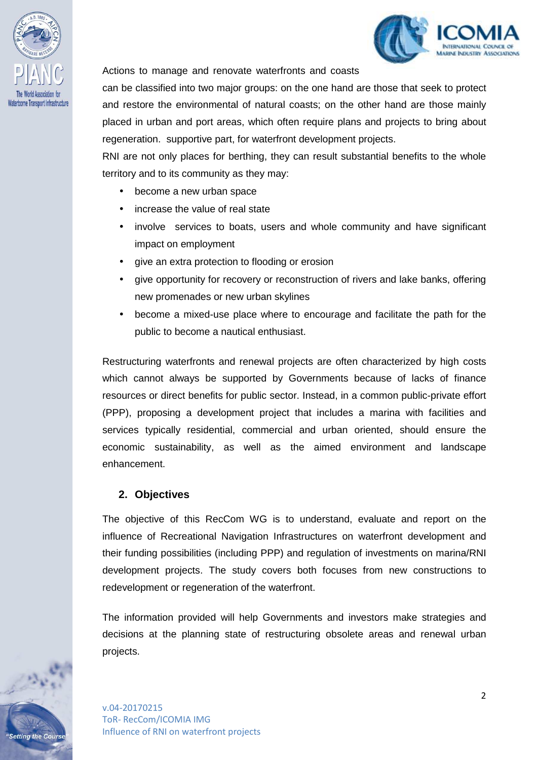Actions to manage and renovate waterfronts and coasts

can be classified into two major groups: on the one hand are those that seek to protect and restore the environmental of natural coasts; on the other hand are those mainly placed in urban and port areas, which often require plans and projects to bring about regeneration. supportive part, for waterfront development projects.

RNI are not only places for berthing, they can result substantial benefits to the whole territory and to its community as they may:

- become a new urban space
- increase the value of real state
- involve services to boats, users and whole community and have significant impact on employment
- give an extra protection to flooding or erosion
- give opportunity for recovery or reconstruction of rivers and lake banks, offering new promenades or new urban skylines
- become a mixed-use place where to encourage and facilitate the path for the public to become a nautical enthusiast.

Restructuring waterfronts and renewal projects are often characterized by high costs which cannot always be supported by Governments because of lacks of finance resources or direct benefits for public sector. Instead, in a common public-private effort (PPP), proposing a development project that includes a marina with facilities and services typically residential, commercial and urban oriented, should ensure the economic sustainability, as well as the aimed environment and landscape enhancement.

## 2. Objectives

The objective of this RecCom WG is to understand, evaluate and report on the influence of Recreational Navigation Infrastructures on waterfront development and their funding possibilities (including PPP) and regulation of investments on marina/RNI development projects. The study covers both focuses from new constructions to redevelopment or regeneration of the waterfront.

The information provided will help Governments and investors make strategies and decisions at the planning state of restructuring obsolete areas and renewal urban projects.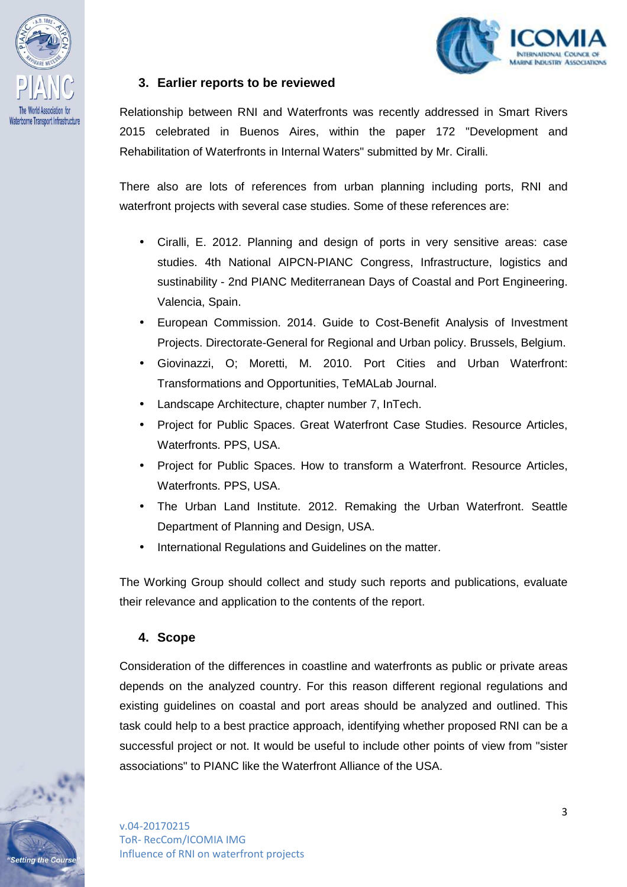## 3. Earlier reports to be reviewed

Relationship between RNI and Waterfronts was recently addressed in Smart Rivers 2015 celebrated in Buenos Aires, within the paper 172 "Development and Rehabilitation of Waterfronts in Internal Waters" submitted by Mr. Ciralli.

There also are lots of references from urban planning including ports, RNI and waterfront projects with several case studies. Some of these references are:

- Ciralli, E. 2012. Planning and design of ports in very sensitive areas: case studies. 4th National AIPCN-PIANC Congress, Infrastructure, logistics and sustinability - 2nd PIANC Mediterranean Days of Coastal and Port Engineering. Valencia, Spain.
- European Commission. 2014. Guide to Cost-Benefit Analysis of Investment Projects. Directorate-General for Regional and Urban policy. Brussels, Belgium.
- Giovinazzi, O; Moretti, M. 2010. Port Cities and Urban Waterfront: Transformations and Opportunities, TeMALab Journal.
- Landscape Architecture, chapter number 7, InTech.
- Project for Public Spaces. Great Waterfront Case Studies. Resource Articles, Waterfronts. PPS, USA.
- Project for Public Spaces. How to transform a Waterfront. Resource Articles, Waterfronts. PPS, USA.
- The Urban Land Institute. 2012. Remaking the Urban Waterfront. Seattle Department of Planning and Design, USA.
- International Regulations and Guidelines on the matter.

The Working Group should collect and study such reports and publications, evaluate their relevance and application to the contents of the report.

## 4. Scope

Consideration of the differences in coastline and waterfronts as public or private areas depends on the analyzed country. For this reason different regional regulations and existing guidelines on coastal and port areas should be analyzed and outlined. This task could help to a best practice approach, identifying whether proposed RNI can be a successful project or not. It would be useful to include other points of view from "sister associations" to PIANC like the Waterfront Alliance of the USA.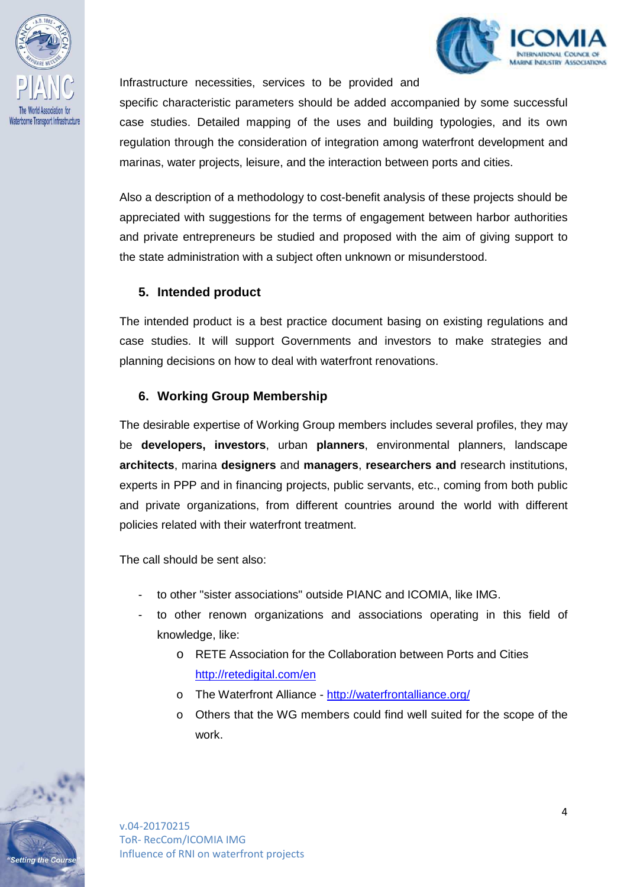Infrastructure necessities, services to be provided and specific characteristic parameters should be added accompanied by some successful case studies. Detailed mapping of the uses and building typologies, and its own regulation through the consideration of integration among waterfront development and marinas, water projects, leisure, and the interaction between ports and cities.

Also a description of a methodology to cost-benefit analysis of these projects should be appreciated with suggestions for the terms of engagement between harbor authorities and private entrepreneurs be studied and proposed with the aim of giving support to the state administration with a subject often unknown or misunderstood.

## 5. Intended product

The intended product is a best practice document basing on existing regulations and case studies. It will support Governments and investors to make strategies and planning decisions on how to deal with waterfront renovations.

## 6. Working Group Membership

The desirable expertise of Working Group members includes several profiles, they may be **developers, investors**, urban **planners**, environmental planners, landscape **architects**, marina **designers** and **managers**, **researchers and** research institutions, experts in PPP and in financing projects, public servants, etc., coming from both public and private organizations, from different countries around the world with different policies related with their waterfront treatment.

The call should be sent also:

- to other "sister associations" outside PIANC and ICOMIA, like IMG.
- to other renown organizations and associations operating in this field of knowledge, like:
    - RETE Association for the Collaboration between Ports and Cities http://retedigital.com/en
    - The Waterfront Alliance - http://waterfrontalliance.org/
    - Others that the WG members could find well suited for the scope of the work.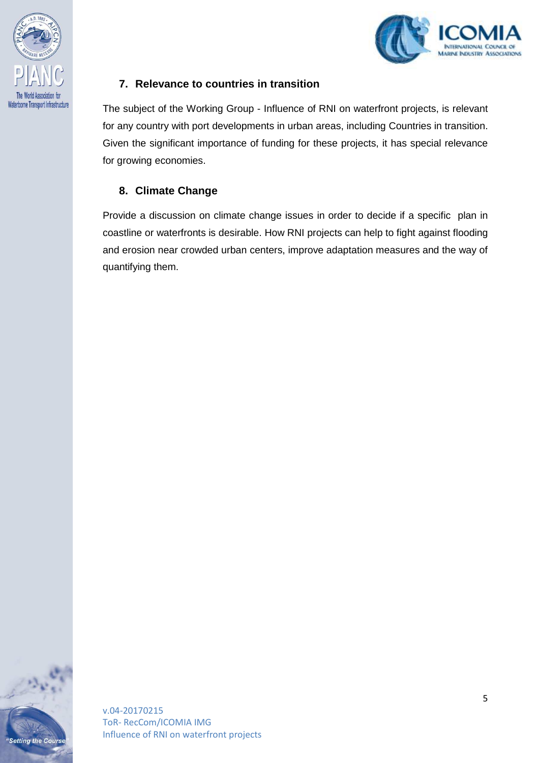## 7. Relevance to countries in transition

The subject of the Working Group - Influence of RNI on waterfront projects, is relevant for any country with port developments in urban areas, including Countries in transition. Given the significant importance of funding for these projects, it has special relevance for growing economies.

## 8. Climate Change

Provide a discussion on climate change issues in order to decide if a specific plan in coastline or waterfronts is desirable. How RNI projects can help to fight against flooding and erosion near crowded urban centers, improve adaptation measures and the way of quantifying them.